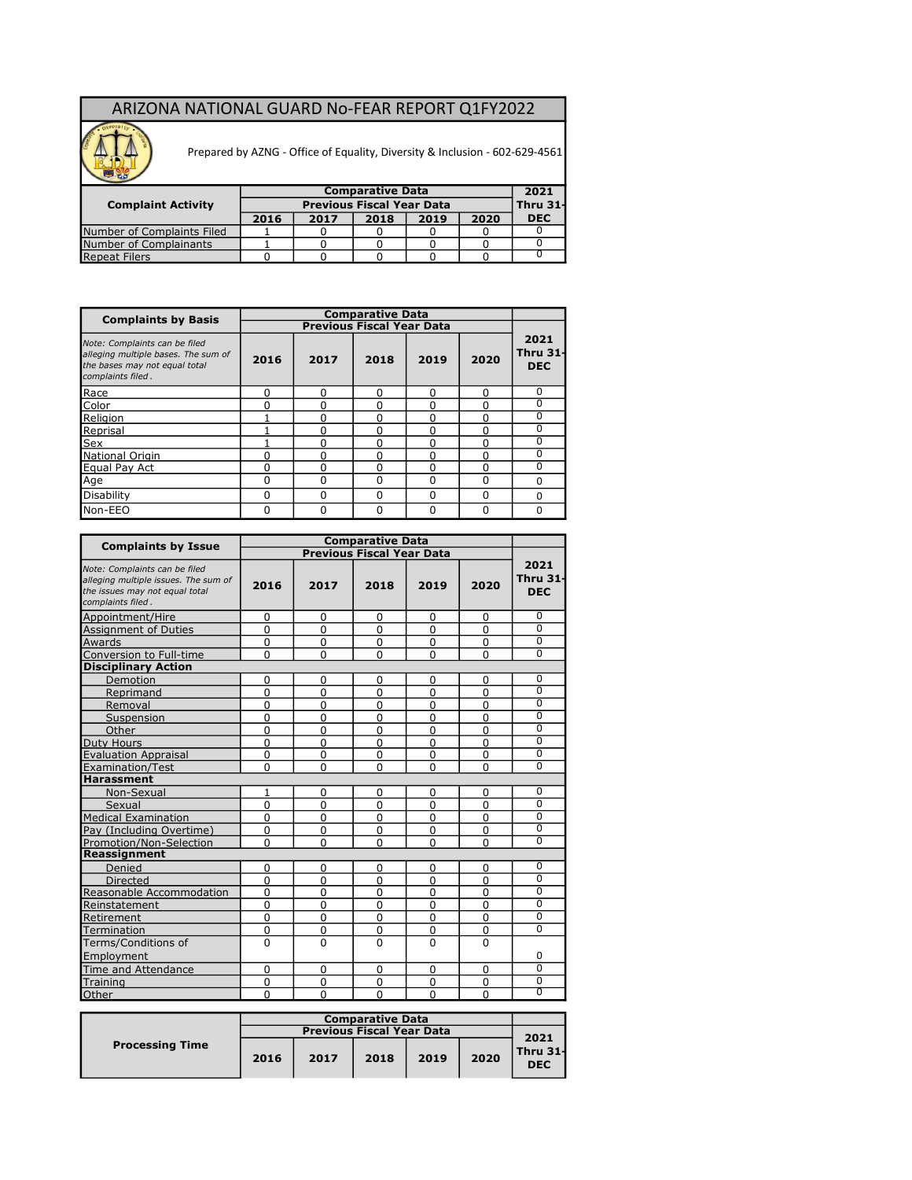# ARIZONA NATIONAL GUARD No-FEAR REPORT Q1FY2022

Prepared by AZNG - Office of Equality, Diversity & Inclusion - 602-629-4561

| Complaint Activity | Comparative Data Previous Fiscal Year Data | | | | | 2021 Thru 31-DEC |
|---|---|---|---|---|---|---|
| | 2016 | 2017 | 2018 | 2019 | 2020 | |
| Number of Complaints Filed | 1 | 0 | 0 | 0 | 0 | 0 |
| Number of Complainants | 1 | 0 | 0 | 0 | 0 | 0 |
| Repeat Filers | 0 | 0 | 0 | 0 | 0 | 0 |

| Complaints by Basis | Comparative Data Previous Fiscal Year Data | | | | | |
|---|---|---|---|---|---|---|
| *Note: Complaints can be filed alleging multiple bases. The sum of the bases may not equal total complaints filed.* | 2016 | 2017 | 2018 | 2019 | 2020 | 2021 Thru 31-DEC |
| Race | 0 | 0 | 0 | 0 | 0 | 0 |
| Color | 0 | 0 | 0 | 0 | 0 | 0 |
| Religion | 1 | 0 | 0 | 0 | 0 | 0 |
| Reprisal | 1 | 0 | 0 | 0 | 0 | 0 |
| Sex | 1 | 0 | 0 | 0 | 0 | 0 |
| National Origin | 0 | 0 | 0 | 0 | 0 | 0 |
| Equal Pay Act | 0 | 0 | 0 | 0 | 0 | 0 |
| Age | 0 | 0 | 0 | 0 | 0 | 0 |
| Disability | 0 | 0 | 0 | 0 | 0 | 0 |
| Non-EEO | 0 | 0 | 0 | 0 | 0 | 0 |

| Complaints by Issue | Comparative Data Previous Fiscal Year Data | | | | | |
|---|---|---|---|---|---|---|
| *Note: Complaints can be filed alleging multiple issues. The sum of the issues may not equal total complaints filed.* | 2016 | 2017 | 2018 | 2019 | 2020 | 2021 Thru 31-DEC |
| Appointment/Hire | 0 | 0 | 0 | 0 | 0 | 0 |
| Assignment of Duties | 0 | 0 | 0 | 0 | 0 | 0 |
| Awards | 0 | 0 | 0 | 0 | 0 | 0 |
| Conversion to Full-time | 0 | 0 | 0 | 0 | 0 | 0 |
| **Disciplinary Action** | | | | | | |
| Demotion | 0 | 0 | 0 | 0 | 0 | 0 |
| Reprimand | 0 | 0 | 0 | 0 | 0 | 0 |
| Removal | 0 | 0 | 0 | 0 | 0 | 0 |
| Suspension | 0 | 0 | 0 | 0 | 0 | 0 |
| Other | 0 | 0 | 0 | 0 | 0 | 0 |
| Duty Hours | 0 | 0 | 0 | 0 | 0 | 0 |
| Evaluation Appraisal | 0 | 0 | 0 | 0 | 0 | 0 |
| Examination/Test | 0 | 0 | 0 | 0 | 0 | 0 |
| **Harassment** | | | | | | |
| Non-Sexual | 1 | 0 | 0 | 0 | 0 | 0 |
| Sexual | 0 | 0 | 0 | 0 | 0 | 0 |
| Medical Examination | 0 | 0 | 0 | 0 | 0 | 0 |
| Pay (Including Overtime) | 0 | 0 | 0 | 0 | 0 | 0 |
| Promotion/Non-Selection | 0 | 0 | 0 | 0 | 0 | 0 |
| **Reassignment** | | | | | | |
| Denied | 0 | 0 | 0 | 0 | 0 | 0 |
| Directed | 0 | 0 | 0 | 0 | 0 | 0 |
| Reasonable Accommodation | 0 | 0 | 0 | 0 | 0 | 0 |
| Reinstatement | 0 | 0 | 0 | 0 | 0 | 0 |
| Retirement | 0 | 0 | 0 | 0 | 0 | 0 |
| Termination | 0 | 0 | 0 | 0 | 0 | 0 |
| Terms/Conditions of Employment | 0 | 0 | 0 | 0 | 0 | 0 |
| Time and Attendance | 0 | 0 | 0 | 0 | 0 | 0 |
| Training | 0 | 0 | 0 | 0 | 0 | 0 |
| Other | 0 | 0 | 0 | 0 | 0 | 0 |

| Processing Time | Comparative Data Previous Fiscal Year Data | | | | | 2021 Thru 31-DEC |
|---|---|---|---|---|---|---|
| | 2016 | 2017 | 2018 | 2019 | 2020 | |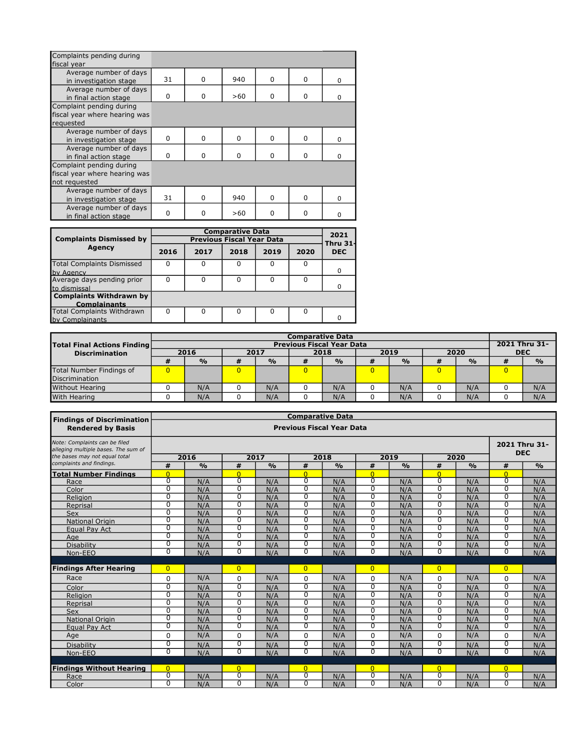| Complaints pending during fiscal year | | | | | | |
|---|---|---|---|---|---|---|
| Average number of days in investigation stage | 31 | 0 | 940 | 0 | 0 | 0 |
| Average number of days in final action stage | 0 | 0 | >60 | 0 | 0 | 0 |
| Complaint pending during fiscal year where hearing was requested | | | | | | |
| Average number of days in investigation stage | 0 | 0 | 0 | 0 | 0 | 0 |
| Average number of days in final action stage | 0 | 0 | 0 | 0 | 0 | 0 |
| Complaint pending during fiscal year where hearing was not requested | | | | | | |
| Average number of days in investigation stage | 31 | 0 | 940 | 0 | 0 | 0 |
| Average number of days in final action stage | 0 | 0 | >60 | 0 | 0 | 0 |

| Complaints Dismissed by Agency | Comparative Data Previous Fiscal Year Data | | | | | 2021 Thru 31-DEC |
|---|---|---|---|---|---|---|
| | 2016 | 2017 | 2018 | 2019 | 2020 | |
| Total Complaints Dismissed by Agency | 0 | 0 | 0 | 0 | 0 | 0 |
| Average days pending prior to dismissal | 0 | 0 | 0 | 0 | 0 | 0 |
| **Complaints Withdrawn by Complainants** | | | | | | |
| Total Complaints Withdrawn by Complainants | 0 | 0 | 0 | 0 | 0 | 0 |

| Total Final Actions Finding Discrimination | Comparative Data Previous Fiscal Year Data | | | | | | | | | | 2021 Thru 31-DEC | |
|---|---|---|---|---|---|---|---|---|---|---|---|---|
| | 2016 | | 2017 | | 2018 | | 2019 | | 2020 | | | |
| | # | % | # | % | # | % | # | % | # | % | # | % |
| Total Number Findings of Discrimination | 0 | | 0 | | 0 | | 0 | | 0 | | 0 | |
| Without Hearing | 0 | N/A | 0 | N/A | 0 | N/A | 0 | N/A | 0 | N/A | 0 | N/A |
| With Hearing | 0 | N/A | 0 | N/A | 0 | N/A | 0 | N/A | 0 | N/A | 0 | N/A |

| Findings of Discrimination Rendered by Basis | Comparative Data Previous Fiscal Year Data | | | | | | | | | | 2021 Thru 31-DEC | |
|---|---|---|---|---|---|---|---|---|---|---|---|---|
| *Note: Complaints can be filed alleging multiple bases. The sum of the bases may not equal total complaints and findings.* | 2016 | | 2017 | | 2018 | | 2019 | | 2020 | | | |
| | # | % | # | % | # | % | # | % | # | % | # | % |
| **Total Number Findings** | 0 | | 0 | | 0 | | 0 | | 0 | | 0 | |
| Race | 0 | N/A | 0 | N/A | 0 | N/A | 0 | N/A | 0 | N/A | 0 | N/A |
| Color | 0 | N/A | 0 | N/A | 0 | N/A | 0 | N/A | 0 | N/A | 0 | N/A |
| Religion | 0 | N/A | 0 | N/A | 0 | N/A | 0 | N/A | 0 | N/A | 0 | N/A |
| Reprisal | 0 | N/A | 0 | N/A | 0 | N/A | 0 | N/A | 0 | N/A | 0 | N/A |
| Sex | 0 | N/A | 0 | N/A | 0 | N/A | 0 | N/A | 0 | N/A | 0 | N/A |
| National Origin | 0 | N/A | 0 | N/A | 0 | N/A | 0 | N/A | 0 | N/A | 0 | N/A |
| Equal Pay Act | 0 | N/A | 0 | N/A | 0 | N/A | 0 | N/A | 0 | N/A | 0 | N/A |
| Age | 0 | N/A | 0 | N/A | 0 | N/A | 0 | N/A | 0 | N/A | 0 | N/A |
| Disability | 0 | N/A | 0 | N/A | 0 | N/A | 0 | N/A | 0 | N/A | 0 | N/A |
| Non-EEO | 0 | N/A | 0 | N/A | 0 | N/A | 0 | N/A | 0 | N/A | 0 | N/A |
| **Findings After Hearing** | 0 | | 0 | | 0 | | 0 | | 0 | | 0 | |
| Race | 0 | N/A | 0 | N/A | 0 | N/A | 0 | N/A | 0 | N/A | 0 | N/A |
| Color | 0 | N/A | 0 | N/A | 0 | N/A | 0 | N/A | 0 | N/A | 0 | N/A |
| Religion | 0 | N/A | 0 | N/A | 0 | N/A | 0 | N/A | 0 | N/A | 0 | N/A |
| Reprisal | 0 | N/A | 0 | N/A | 0 | N/A | 0 | N/A | 0 | N/A | 0 | N/A |
| Sex | 0 | N/A | 0 | N/A | 0 | N/A | 0 | N/A | 0 | N/A | 0 | N/A |
| National Origin | 0 | N/A | 0 | N/A | 0 | N/A | 0 | N/A | 0 | N/A | 0 | N/A |
| Equal Pay Act | 0 | N/A | 0 | N/A | 0 | N/A | 0 | N/A | 0 | N/A | 0 | N/A |
| Age | 0 | N/A | 0 | N/A | 0 | N/A | 0 | N/A | 0 | N/A | 0 | N/A |
| Disability | 0 | N/A | 0 | N/A | 0 | N/A | 0 | N/A | 0 | N/A | 0 | N/A |
| Non-EEO | 0 | N/A | 0 | N/A | 0 | N/A | 0 | N/A | 0 | N/A | 0 | N/A |
| **Findings Without Hearing** | 0 | | 0 | | 0 | | 0 | | 0 | | 0 | |
| Race | 0 | N/A | 0 | N/A | 0 | N/A | 0 | N/A | 0 | N/A | 0 | N/A |
| Color | 0 | N/A | 0 | N/A | 0 | N/A | 0 | N/A | 0 | N/A | 0 | N/A |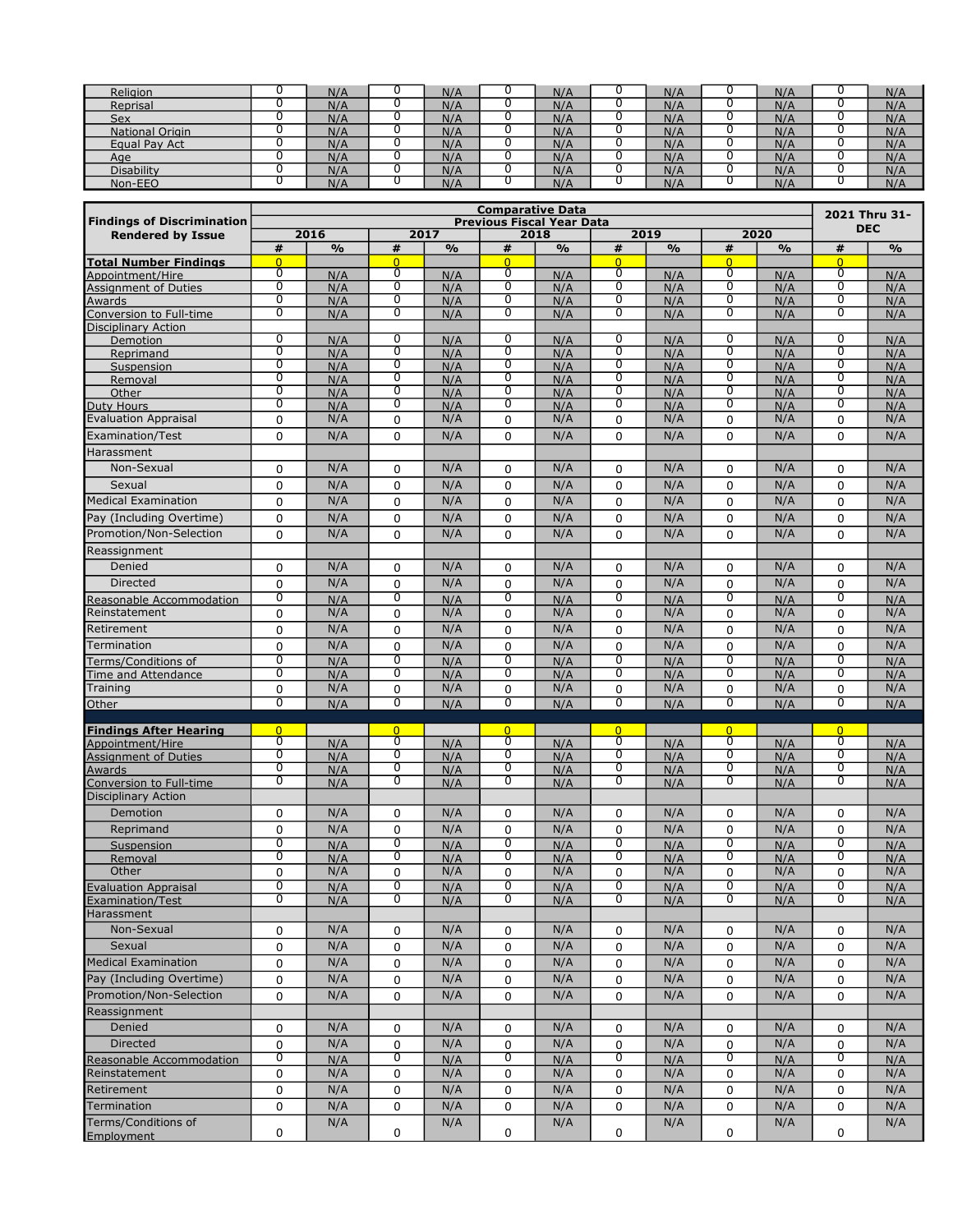| | | | | | | | | | | | | |
|---|---|---|---|---|---|---|---|---|---|---|---|---|
| Religion | 0 | N/A | 0 | N/A | 0 | N/A | 0 | N/A | 0 | N/A | 0 | N/A |
| Reprisal | 0 | N/A | 0 | N/A | 0 | N/A | 0 | N/A | 0 | N/A | 0 | N/A |
| Sex | 0 | N/A | 0 | N/A | 0 | N/A | 0 | N/A | 0 | N/A | 0 | N/A |
| National Origin | 0 | N/A | 0 | N/A | 0 | N/A | 0 | N/A | 0 | N/A | 0 | N/A |
| Equal Pay Act | 0 | N/A | 0 | N/A | 0 | N/A | 0 | N/A | 0 | N/A | 0 | N/A |
| Age | 0 | N/A | 0 | N/A | 0 | N/A | 0 | N/A | 0 | N/A | 0 | N/A |
| Disability | 0 | N/A | 0 | N/A | 0 | N/A | 0 | N/A | 0 | N/A | 0 | N/A |
| Non-EEO | 0 | N/A | 0 | N/A | 0 | N/A | 0 | N/A | 0 | N/A | 0 | N/A |

| Findings of Discrimination Rendered by Issue | Comparative Data Previous Fiscal Year Data | | | | | | | | | | 2021 Thru 31-DEC | |
|---|---|---|---|---|---|---|---|---|---|---|---|---|
| | 2016 | | 2017 | | 2018 | | 2019 | | 2020 | | | |
| | # | % | # | % | # | % | # | % | # | % | # | % |
| **Total Number Findings** | 0 | | 0 | | 0 | | 0 | | 0 | | 0 | |
| Appointment/Hire | 0 | N/A | 0 | N/A | 0 | N/A | 0 | N/A | 0 | N/A | 0 | N/A |
| Assignment of Duties | 0 | N/A | 0 | N/A | 0 | N/A | 0 | N/A | 0 | N/A | 0 | N/A |
| Awards | 0 | N/A | 0 | N/A | 0 | N/A | 0 | N/A | 0 | N/A | 0 | N/A |
| Conversion to Full-time | 0 | N/A | 0 | N/A | 0 | N/A | 0 | N/A | 0 | N/A | 0 | N/A |
| Disciplinary Action | | | | | | | | | | | | |
| Demotion | 0 | N/A | 0 | N/A | 0 | N/A | 0 | N/A | 0 | N/A | 0 | N/A |
| Reprimand | 0 | N/A | 0 | N/A | 0 | N/A | 0 | N/A | 0 | N/A | 0 | N/A |
| Suspension | 0 | N/A | 0 | N/A | 0 | N/A | 0 | N/A | 0 | N/A | 0 | N/A |
| Removal | 0 | N/A | 0 | N/A | 0 | N/A | 0 | N/A | 0 | N/A | 0 | N/A |
| Other | 0 | N/A | 0 | N/A | 0 | N/A | 0 | N/A | 0 | N/A | 0 | N/A |
| Duty Hours | 0 | N/A | 0 | N/A | 0 | N/A | 0 | N/A | 0 | N/A | 0 | N/A |
| Evaluation Appraisal | 0 | N/A | 0 | N/A | 0 | N/A | 0 | N/A | 0 | N/A | 0 | N/A |
| Examination/Test | 0 | N/A | 0 | N/A | 0 | N/A | 0 | N/A | 0 | N/A | 0 | N/A |
| Harassment | | | | | | | | | | | | |
| Non-Sexual | 0 | N/A | 0 | N/A | 0 | N/A | 0 | N/A | 0 | N/A | 0 | N/A |
| Sexual | 0 | N/A | 0 | N/A | 0 | N/A | 0 | N/A | 0 | N/A | 0 | N/A |
| Medical Examination | 0 | N/A | 0 | N/A | 0 | N/A | 0 | N/A | 0 | N/A | 0 | N/A |
| Pay (Including Overtime) | 0 | N/A | 0 | N/A | 0 | N/A | 0 | N/A | 0 | N/A | 0 | N/A |
| Promotion/Non-Selection | 0 | N/A | 0 | N/A | 0 | N/A | 0 | N/A | 0 | N/A | 0 | N/A |
| Reassignment | | | | | | | | | | | | |
| Denied | 0 | N/A | 0 | N/A | 0 | N/A | 0 | N/A | 0 | N/A | 0 | N/A |
| Directed | 0 | N/A | 0 | N/A | 0 | N/A | 0 | N/A | 0 | N/A | 0 | N/A |
| Reasonable Accommodation | 0 | N/A | 0 | N/A | 0 | N/A | 0 | N/A | 0 | N/A | 0 | N/A |
| Reinstatement | 0 | N/A | 0 | N/A | 0 | N/A | 0 | N/A | 0 | N/A | 0 | N/A |
| Retirement | 0 | N/A | 0 | N/A | 0 | N/A | 0 | N/A | 0 | N/A | 0 | N/A |
| Termination | 0 | N/A | 0 | N/A | 0 | N/A | 0 | N/A | 0 | N/A | 0 | N/A |
| Terms/Conditions of | 0 | N/A | 0 | N/A | 0 | N/A | 0 | N/A | 0 | N/A | 0 | N/A |
| Time and Attendance | 0 | N/A | 0 | N/A | 0 | N/A | 0 | N/A | 0 | N/A | 0 | N/A |
| Training | 0 | N/A | 0 | N/A | 0 | N/A | 0 | N/A | 0 | N/A | 0 | N/A |
| Other | 0 | N/A | 0 | N/A | 0 | N/A | 0 | N/A | 0 | N/A | 0 | N/A |
| | | | | | | | | | | | | |
| **Findings After Hearing** | 0 | | 0 | | 0 | | 0 | | 0 | | 0 | |
| Appointment/Hire | 0 | N/A | 0 | N/A | 0 | N/A | 0 | N/A | 0 | N/A | 0 | N/A |
| Assignment of Duties | 0 | N/A | 0 | N/A | 0 | N/A | 0 | N/A | 0 | N/A | 0 | N/A |
| Awards | 0 | N/A | 0 | N/A | 0 | N/A | 0 | N/A | 0 | N/A | 0 | N/A |
| Conversion to Full-time | 0 | N/A | 0 | N/A | 0 | N/A | 0 | N/A | 0 | N/A | 0 | N/A |
| Disciplinary Action | | | | | | | | | | | | |
| Demotion | 0 | N/A | 0 | N/A | 0 | N/A | 0 | N/A | 0 | N/A | 0 | N/A |
| Reprimand | 0 | N/A | 0 | N/A | 0 | N/A | 0 | N/A | 0 | N/A | 0 | N/A |
| Suspension | 0 | N/A | 0 | N/A | 0 | N/A | 0 | N/A | 0 | N/A | 0 | N/A |
| Removal | 0 | N/A | 0 | N/A | 0 | N/A | 0 | N/A | 0 | N/A | 0 | N/A |
| Other | 0 | N/A | 0 | N/A | 0 | N/A | 0 | N/A | 0 | N/A | 0 | N/A |
| Evaluation Appraisal | 0 | N/A | 0 | N/A | 0 | N/A | 0 | N/A | 0 | N/A | 0 | N/A |
| Examination/Test | 0 | N/A | 0 | N/A | 0 | N/A | 0 | N/A | 0 | N/A | 0 | N/A |
| Harassment | | | | | | | | | | | | |
| Non-Sexual | 0 | N/A | 0 | N/A | 0 | N/A | 0 | N/A | 0 | N/A | 0 | N/A |
| Sexual | 0 | N/A | 0 | N/A | 0 | N/A | 0 | N/A | 0 | N/A | 0 | N/A |
| Medical Examination | 0 | N/A | 0 | N/A | 0 | N/A | 0 | N/A | 0 | N/A | 0 | N/A |
| Pay (Including Overtime) | 0 | N/A | 0 | N/A | 0 | N/A | 0 | N/A | 0 | N/A | 0 | N/A |
| Promotion/Non-Selection | 0 | N/A | 0 | N/A | 0 | N/A | 0 | N/A | 0 | N/A | 0 | N/A |
| Reassignment | | | | | | | | | | | | |
| Denied | 0 | N/A | 0 | N/A | 0 | N/A | 0 | N/A | 0 | N/A | 0 | N/A |
| Directed | 0 | N/A | 0 | N/A | 0 | N/A | 0 | N/A | 0 | N/A | 0 | N/A |
| Reasonable Accommodation | 0 | N/A | 0 | N/A | 0 | N/A | 0 | N/A | 0 | N/A | 0 | N/A |
| Reinstatement | 0 | N/A | 0 | N/A | 0 | N/A | 0 | N/A | 0 | N/A | 0 | N/A |
| Retirement | 0 | N/A | 0 | N/A | 0 | N/A | 0 | N/A | 0 | N/A | 0 | N/A |
| Termination | 0 | N/A | 0 | N/A | 0 | N/A | 0 | N/A | 0 | N/A | 0 | N/A |
| Terms/Conditions of Employment | 0 | N/A | 0 | N/A | 0 | N/A | 0 | N/A | 0 | N/A | 0 | N/A |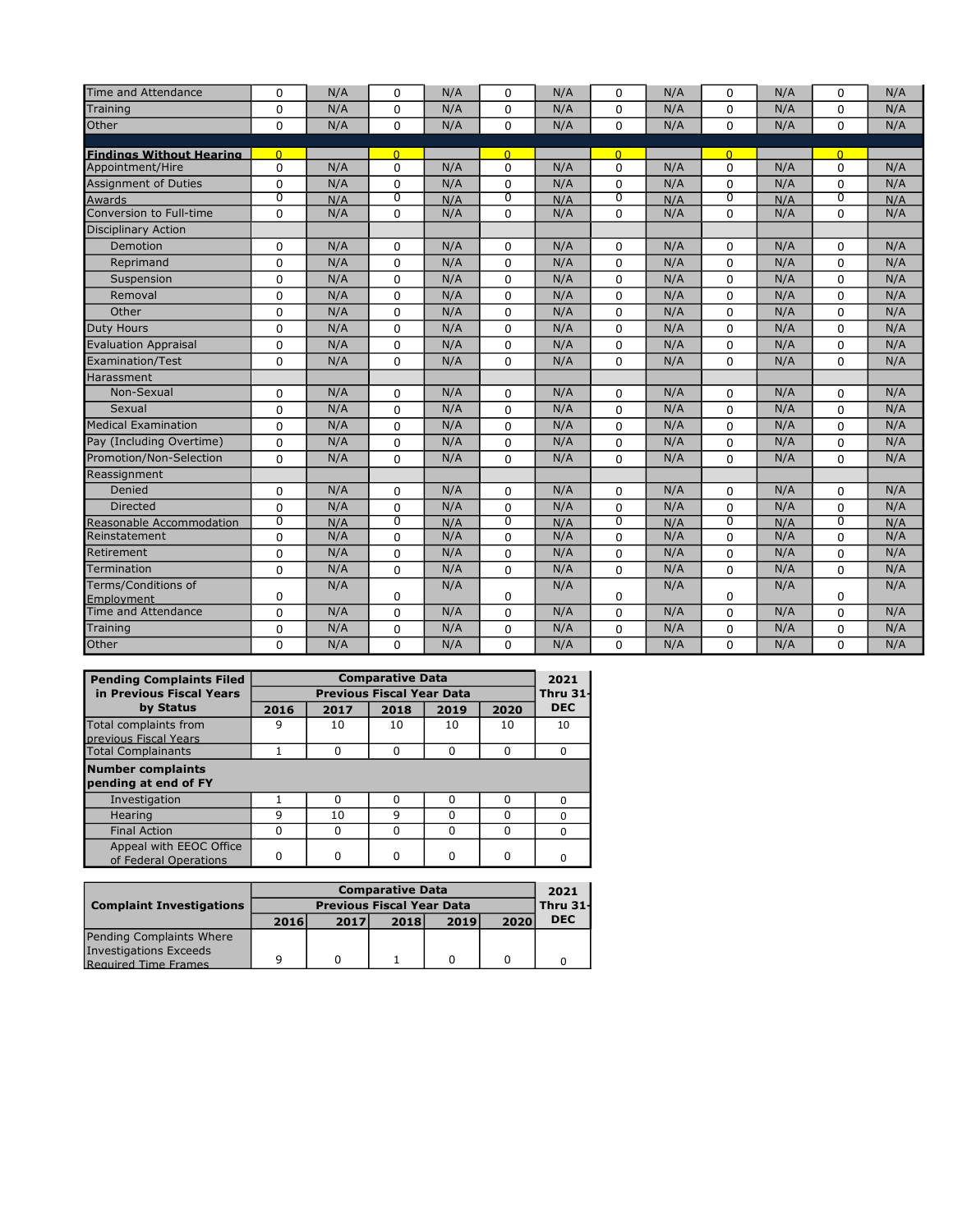| | | | | | | | | | | | | |
|---|---|---|---|---|---|---|---|---|---|---|---|---|
| Time and Attendance | 0 | N/A | 0 | N/A | 0 | N/A | 0 | N/A | 0 | N/A | 0 | N/A |
| Training | 0 | N/A | 0 | N/A | 0 | N/A | 0 | N/A | 0 | N/A | 0 | N/A |
| Other | 0 | N/A | 0 | N/A | 0 | N/A | 0 | N/A | 0 | N/A | 0 | N/A |
| | | | | | | | | | | | | |
| **Findings Without Hearing** | 0 | | 0 | | 0 | | 0 | | 0 | | 0 | |
| Appointment/Hire | 0 | N/A | 0 | N/A | 0 | N/A | 0 | N/A | 0 | N/A | 0 | N/A |
| Assignment of Duties | 0 | N/A | 0 | N/A | 0 | N/A | 0 | N/A | 0 | N/A | 0 | N/A |
| Awards | 0 | N/A | 0 | N/A | 0 | N/A | 0 | N/A | 0 | N/A | 0 | N/A |
| Conversion to Full-time | 0 | N/A | 0 | N/A | 0 | N/A | 0 | N/A | 0 | N/A | 0 | N/A |
| Disciplinary Action | | | | | | | | | | | | |
| Demotion | 0 | N/A | 0 | N/A | 0 | N/A | 0 | N/A | 0 | N/A | 0 | N/A |
| Reprimand | 0 | N/A | 0 | N/A | 0 | N/A | 0 | N/A | 0 | N/A | 0 | N/A |
| Suspension | 0 | N/A | 0 | N/A | 0 | N/A | 0 | N/A | 0 | N/A | 0 | N/A |
| Removal | 0 | N/A | 0 | N/A | 0 | N/A | 0 | N/A | 0 | N/A | 0 | N/A |
| Other | 0 | N/A | 0 | N/A | 0 | N/A | 0 | N/A | 0 | N/A | 0 | N/A |
| Duty Hours | 0 | N/A | 0 | N/A | 0 | N/A | 0 | N/A | 0 | N/A | 0 | N/A |
| Evaluation Appraisal | 0 | N/A | 0 | N/A | 0 | N/A | 0 | N/A | 0 | N/A | 0 | N/A |
| Examination/Test | 0 | N/A | 0 | N/A | 0 | N/A | 0 | N/A | 0 | N/A | 0 | N/A |
| Harassment | | | | | | | | | | | | |
| Non-Sexual | 0 | N/A | 0 | N/A | 0 | N/A | 0 | N/A | 0 | N/A | 0 | N/A |
| Sexual | 0 | N/A | 0 | N/A | 0 | N/A | 0 | N/A | 0 | N/A | 0 | N/A |
| Medical Examination | 0 | N/A | 0 | N/A | 0 | N/A | 0 | N/A | 0 | N/A | 0 | N/A |
| Pay (Including Overtime) | 0 | N/A | 0 | N/A | 0 | N/A | 0 | N/A | 0 | N/A | 0 | N/A |
| Promotion/Non-Selection | 0 | N/A | 0 | N/A | 0 | N/A | 0 | N/A | 0 | N/A | 0 | N/A |
| Reassignment | | | | | | | | | | | | |
| Denied | 0 | N/A | 0 | N/A | 0 | N/A | 0 | N/A | 0 | N/A | 0 | N/A |
| Directed | 0 | N/A | 0 | N/A | 0 | N/A | 0 | N/A | 0 | N/A | 0 | N/A |
| Reasonable Accommodation | 0 | N/A | 0 | N/A | 0 | N/A | 0 | N/A | 0 | N/A | 0 | N/A |
| Reinstatement | 0 | N/A | 0 | N/A | 0 | N/A | 0 | N/A | 0 | N/A | 0 | N/A |
| Retirement | 0 | N/A | 0 | N/A | 0 | N/A | 0 | N/A | 0 | N/A | 0 | N/A |
| Termination | 0 | N/A | 0 | N/A | 0 | N/A | 0 | N/A | 0 | N/A | 0 | N/A |
| Terms/Conditions of Employment | 0 | N/A | 0 | N/A | 0 | N/A | 0 | N/A | 0 | N/A | 0 | N/A |
| Time and Attendance | 0 | N/A | 0 | N/A | 0 | N/A | 0 | N/A | 0 | N/A | 0 | N/A |
| Training | 0 | N/A | 0 | N/A | 0 | N/A | 0 | N/A | 0 | N/A | 0 | N/A |
| Other | 0 | N/A | 0 | N/A | 0 | N/A | 0 | N/A | 0 | N/A | 0 | N/A |

| Pending Complaints Filed in Previous Fiscal Years by Status | Comparative Data Previous Fiscal Year Data | | | | | 2021 Thru 31-DEC |
|---|---|---|---|---|---|---|
| | 2016 | 2017 | 2018 | 2019 | 2020 | |
| Total complaints from previous Fiscal Years | 9 | 10 | 10 | 10 | 10 | 10 |
| Total Complainants | 1 | 0 | 0 | 0 | 0 | 0 |
| **Number complaints pending at end of FY** | | | | | | |
| Investigation | 1 | 0 | 0 | 0 | 0 | 0 |
| Hearing | 9 | 10 | 9 | 0 | 0 | 0 |
| Final Action | 0 | 0 | 0 | 0 | 0 | 0 |
| Appeal with EEOC Office of Federal Operations | 0 | 0 | 0 | 0 | 0 | 0 |

| Complaint Investigations | Comparative Data Previous Fiscal Year Data | | | | | 2021 Thru 31-DEC |
|---|---|---|---|---|---|---|
| | 2016 | 2017 | 2018 | 2019 | 2020 | |
| Pending Complaints Where Investigations Exceeds Required Time Frames | 9 | 0 | 1 | 0 | 0 | 0 |